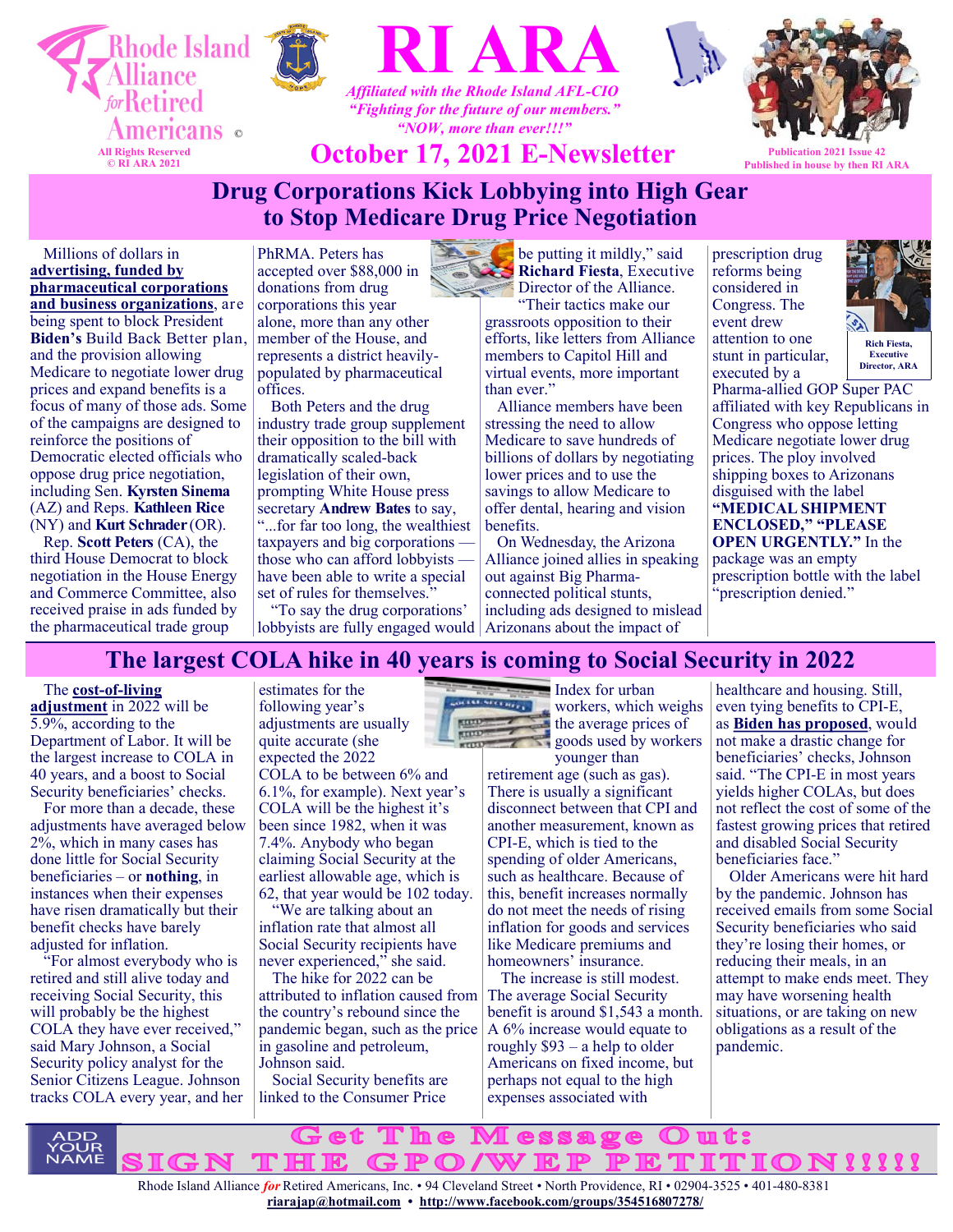Rhode Island Alliance for Retired Americans ©

All Rights Reserved
© RI ARA 2021

# RI ARA

*Affiliated with the Rhode Island AFL-CIO*
*"Fighting for the future of our members."*
*"NOW, more than ever!!!"*

## October 17, 2021 E-Newsletter

Publication 2021 Issue 42
Published in house by then RI ARA

## Drug Corporations Kick Lobbying into High Gear to Stop Medicare Drug Price Negotiation

Millions of dollars in **advertising, funded by pharmaceutical corporations and business organizations**, are being spent to block President **Biden's** Build Back Better plan, and the provision allowing Medicare to negotiate lower drug prices and expand benefits is a focus of many of those ads. Some of the campaigns are designed to reinforce the positions of Democratic elected officials who oppose drug price negotiation, including Sen. **Kyrsten Sinema** (AZ) and Reps. **Kathleen Rice** (NY) and **Kurt Schrader** (OR).

Rep. **Scott Peters** (CA), the third House Democrat to block negotiation in the House Energy and Commerce Committee, also received praise in ads funded by the pharmaceutical trade group PhRMA. Peters has accepted over $88,000 in donations from drug corporations this year alone, more than any other member of the House, and represents a district heavily-populated by pharmaceutical offices.

Both Peters and the drug industry trade group supplement their opposition to the bill with dramatically scaled-back legislation of their own, prompting White House press secretary **Andrew Bates** to say, "...for far too long, the wealthiest taxpayers and big corporations — those who can afford lobbyists — have been able to write a special set of rules for themselves."

"To say the drug corporations' lobbyists are fully engaged would be putting it mildly," said **Richard Fiesta**, Executive Director of the Alliance. "Their tactics make our grassroots opposition to their efforts, like letters from Alliance members to Capitol Hill and virtual events, more important than ever."

Alliance members have been stressing the need to allow Medicare to save hundreds of billions of dollars by negotiating lower prices and to use the savings to allow Medicare to offer dental, hearing and vision benefits.

On Wednesday, the Arizona Alliance joined allies in speaking out against Big Pharma-connected political stunts, including ads designed to mislead Arizonans about the impact of prescription drug reforms being considered in Congress. The event drew attention to one stunt in particular, executed by a Pharma-allied GOP Super PAC affiliated with key Republicans in Congress who oppose letting Medicare negotiate lower drug prices. The ploy involved shipping boxes to Arizonans disguised with the label **"MEDICAL SHIPMENT ENCLOSED," "PLEASE OPEN URGENTLY."** In the package was an empty prescription bottle with the label "prescription denied."

Rich Fiesta, Executive Director, ARA

## The largest COLA hike in 40 years is coming to Social Security in 2022

The **cost-of-living adjustment** in 2022 will be 5.9%, according to the Department of Labor. It will be the largest increase to COLA in 40 years, and a boost to Social Security beneficiaries' checks.

For more than a decade, these adjustments have averaged below 2%, which in many cases has done little for Social Security beneficiaries – or **nothing**, in instances when their expenses have risen dramatically but their benefit checks have barely adjusted for inflation.

"For almost everybody who is retired and still alive today and receiving Social Security, this will probably be the highest COLA they have ever received," said Mary Johnson, a Social Security policy analyst for the Senior Citizens League. Johnson tracks COLA every year, and her estimates for the following year's adjustments are usually quite accurate (she expected the 2022 COLA to be between 6% and 6.1%, for example). Next year's COLA will be the highest it's been since 1982, when it was 7.4%. Anybody who began claiming Social Security at the earliest allowable age, which is 62, that year would be 102 today.

"We are talking about an inflation rate that almost all Social Security recipients have never experienced," she said.

The hike for 2022 can be attributed to inflation caused from the country's rebound since the pandemic began, such as the price in gasoline and petroleum, Johnson said.

Social Security benefits are linked to the Consumer Price Index for urban workers, which weighs the average prices of goods used by workers younger than retirement age (such as gas). There is usually a significant disconnect between that CPI and another measurement, known as CPI-E, which is tied to the spending of older Americans, such as healthcare. Because of this, benefit increases normally do not meet the needs of rising inflation for goods and services like Medicare premiums and homeowners' insurance.

The increase is still modest. The average Social Security benefit is around $1,543 a month. A 6% increase would equate to roughly $93 – a help to older Americans on fixed income, but perhaps not equal to the high expenses associated with healthcare and housing. Still, even tying benefits to CPI-E, as **Biden has proposed**, would not make a drastic change for beneficiaries' checks, Johnson said. "The CPI in most years yields higher COLAs, but does not reflect the cost of some of the fastest growing prices that retired and disabled Social Security beneficiaries face."

Older Americans were hit hard by the pandemic. Johnson has received emails from some Social Security beneficiaries who said they're losing their homes, or reducing their meals, in an attempt to make ends meet. They may have worsening health situations, or are taking on new obligations as a result of the pandemic.

ADD YOUR NAME

**Get The Message Out: SIGN THE GPO/WEP PETITION!!!!!**

Rhode Island Alliance *for* Retired Americans, Inc. • 94 Cleveland Street • North Providence, RI • 02904-3525 • 401-480-8381
riarajap@hotmail.com • http://www.facebook.com/groups/354516807278/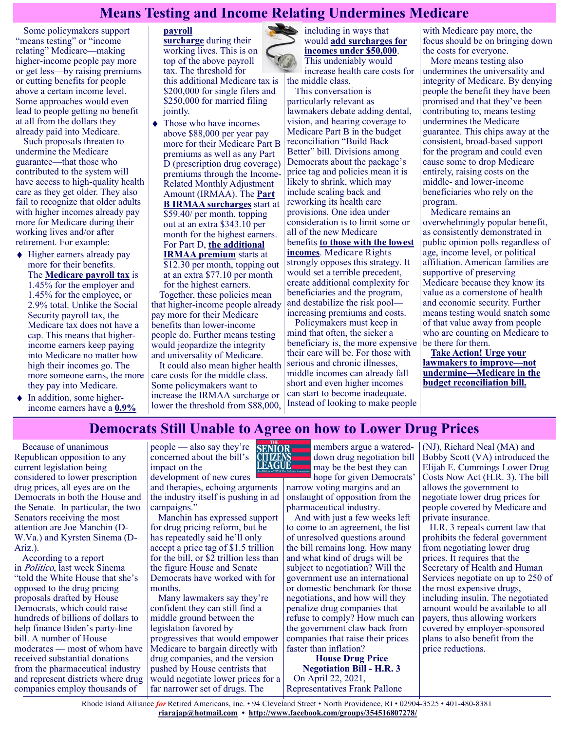# Means Testing and Income Relating Undermines Medicare

Some policymakers support "means testing" or "income relating" Medicare—making higher-income people pay more or get less—by raising premiums or cutting benefits for people above a certain income level. Some approaches would even lead to people getting no benefit at all from the dollars they already paid into Medicare.

Such proposals threaten to undermine the Medicare guarantee—that those who contributed to the system will have access to high-quality health care as they get older. They also fail to recognize that older adults with higher incomes already pay more for Medicare during their working lives and/or after retirement. For example:

- Higher earners already pay more for their benefits. The **Medicare payroll tax** is 1.45% for the employer and 1.45% for the employee, or 2.9% total. Unlike the Social Security payroll tax, the Medicare tax does not have a cap. This means that higher-income earners keep paying into Medicare no matter how high their incomes go. The more someone earns, the more they pay into Medicare.
- In addition, some higher-income earners have a **0.9% payroll surcharge** during their working lives. This is on top of the above payroll tax. The threshold for this additional Medicare tax is $200,000 for single filers and $250,000 for married filing jointly.
- Those who have incomes above $88,000 per year pay more for their Medicare Part B premiums as well as any Part D (prescription drug coverage) premiums through the Income-Related Monthly Adjustment Amount (IRMAA). The **Part B IRMAA surcharges** start at $59.40/ per month, topping out at an extra $343.10 per month for the highest earners. For Part D, **the additional IRMAA premium** starts at $12.30 per month, topping out at an extra $77.10 per month for the highest earners.

Together, these policies mean that higher-income people already pay more for their Medicare benefits than lower-income people do. Further means testing would jeopardize the integrity and universality of Medicare.

It could also mean higher health care costs for the middle class. Some policymakers want to increase the IRMAA surcharge or lower the threshold from $88,000, including in ways that would **add surcharges for incomes under $50,000**. This undeniably would increase health care costs for the middle class.

This conversation is particularly relevant as lawmakers debate adding dental, vision, and hearing coverage to Medicare Part B in the budget reconciliation "Build Back Better" bill. Divisions among Democrats about the package's price tag and policies mean it is likely to shrink, which may include scaling back and reworking its health care provisions. One idea under consideration is to limit some or all of the new Medicare benefits **to those with the lowest incomes**. Medicare Rights strongly opposes this strategy. It would set a terrible precedent, create additional complexity for beneficiaries and the program, and destabilize the risk pool—increasing premiums and costs.

Policymakers must keep in mind that often, the sicker a beneficiary is, the more expensive their care will be. For those with serious and chronic illnesses, middle incomes can already fall short and even higher incomes can start to become inadequate. Instead of looking to make people with Medicare pay more, the focus should be on bringing down the costs for everyone.

More means testing also undermines the universality and integrity of Medicare. By denying people the benefit they have been promised and that they've been contributing to, means testing undermines the Medicare guarantee. This chips away at the consistent, broad-based support for the program and could even cause some to drop Medicare entirely, raising costs on the middle- and lower-income beneficiaries who rely on the program.

Medicare remains an overwhelmingly popular benefit, as consistently demonstrated in public opinion polls regardless of age, income level, or political affiliation. American families are supportive of preserving Medicare because they know its value as a cornerstone of health and economic security. Further means testing would snatch some of that value away from people who are counting on Medicare to be there for them.

**Take Action! Urge your lawmakers to improve—not undermine—Medicare in the budget reconciliation bill.**

# Democrats Still Unable to Agree on how to Lower Drug Prices

Because of unanimous Republican opposition to any current legislation being considered to lower prescription drug prices, all eyes are on the Democrats in both the House and the Senate. In particular, the two Senators receiving the most attention are Joe Manchin (D-W.Va.) and Kyrsten Sinema (D-Ariz.).

According to a report in *Politico*, last week Sinema "told the White House that she's opposed to the drug pricing proposals drafted by House Democrats, which could raise hundreds of billions of dollars to help finance Biden's party-line bill. A number of House moderates — most of whom have received substantial donations from the pharmaceutical industry and represent districts where drug companies employ thousands of people — also say they're concerned about the bill's impact on the development of new cures and therapies, echoing arguments the industry itself is pushing in ad campaigns."

Manchin has expressed support for drug pricing reform, but he has repeatedly said he'll only accept a price tag of $1.5 trillion for the bill, or $2 trillion less than the figure House and Senate Democrats have worked with for months.

Many lawmakers say they're confident they can still find a middle ground between the legislation favored by progressives that would empower Medicare to bargain directly with drug companies, and the version pushed by House centrists that would negotiate lower prices for a far narrower set of drugs. The members argue a watered-down drug negotiation bill may be the best they can hope for given Democrats' narrow voting margins and an onslaught of opposition from the pharmaceutical industry.

And with just a few weeks left to come to an agreement, the list of unresolved questions around the bill remains long. How many and what kind of drugs will be subject to negotiation? Will the government use an international or domestic benchmark for those negotiations, and how will they penalize drug companies that refuse to comply? How much can the government claw back from companies that raise their prices faster than inflation?

**House Drug Price Negotiation Bill - H.R. 3**

On April 22, 2021, Representatives Frank Pallone (NJ), Richard Neal (MA) and Bobby Scott (VA) introduced the Elijah E. Cummings Lower Drug Costs Now Act (H.R. 3). The bill allows the government to negotiate lower drug prices for people covered by Medicare and private insurance.

H.R. 3 repeals current law that prohibits the federal government from negotiating lower drug prices. It requires that the Secretary of Health and Human Services negotiate on up to 250 of the most expensive drugs, including insulin. The negotiated amount would be available to all payers, thus allowing workers covered by employer-sponsored plans to also benefit from the price reductions.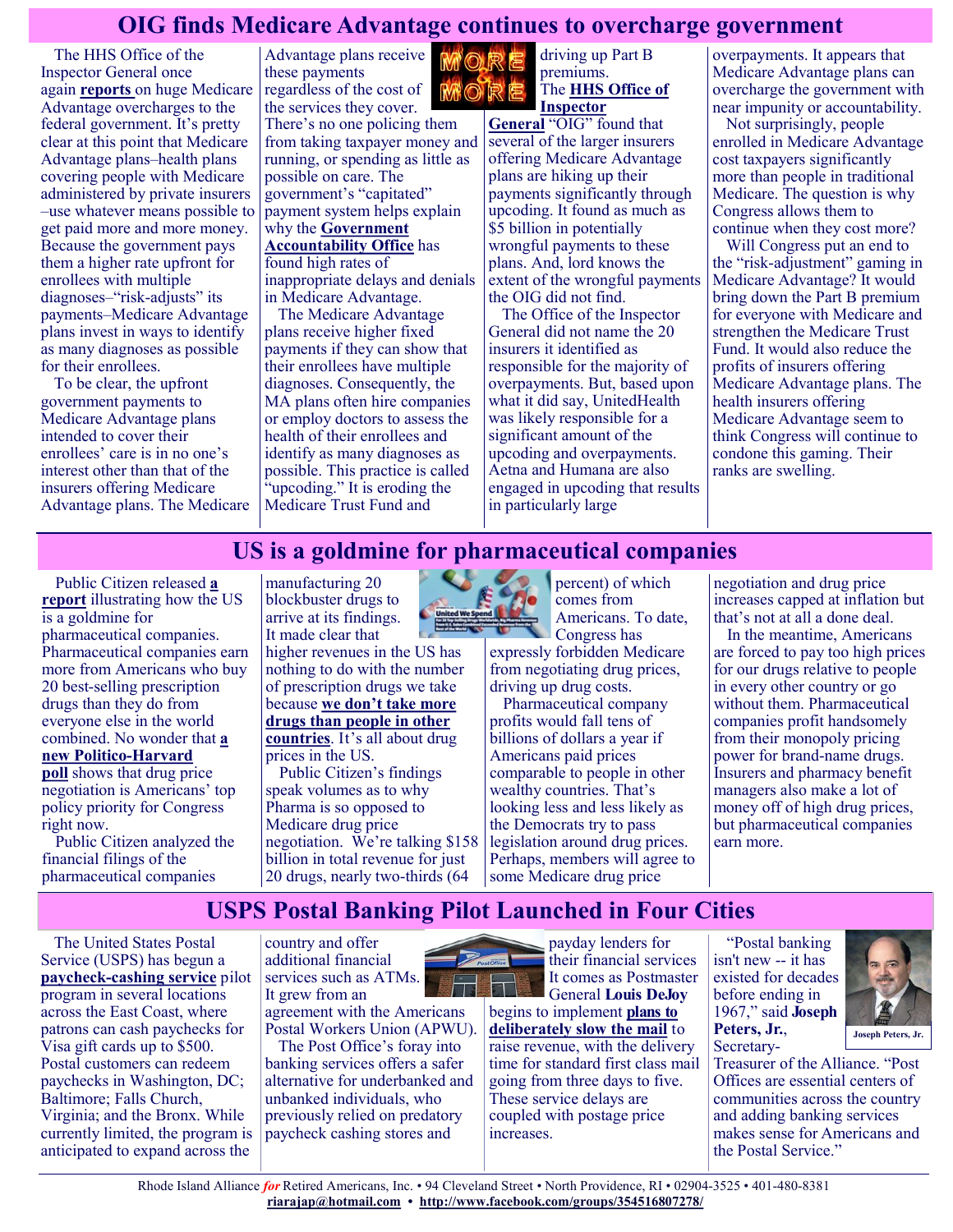# OIG finds Medicare Advantage continues to overcharge government

The HHS Office of the Inspector General once again **reports** on huge Medicare Advantage overcharges to the federal government. It's pretty clear at this point that Medicare Advantage plans–health plans covering people with Medicare administered by private insurers –use whatever means possible to get paid more and more money. Because the government pays them a higher rate upfront for enrollees with multiple diagnoses–"risk-adjusts" its payments–Medicare Advantage plans invest in ways to identify as many diagnoses as possible for their enrollees.

To be clear, the upfront government payments to Medicare Advantage plans intended to cover their enrollees' care is in no one's interest other than that of the insurers offering Medicare Advantage plans. The Medicare Advantage plans receive these payments regardless of the cost of the services they cover. There's no one policing them from taking taxpayer money and running, or spending as little as possible on care. The government's "capitated" payment system helps explain why the **Government Accountability Office** has found high rates of inappropriate delays and denials in Medicare Advantage.

The Medicare Advantage plans receive higher fixed payments if they can show that their enrollees have multiple diagnoses. Consequently, the MA plans often hire companies or employ doctors to assess the health of their enrollees and identify as many diagnoses as possible. This practice is called "upcoding." It is eroding the Medicare Trust Fund and driving up Part B premiums.

The **HHS Office of Inspector General** "OIG" found that several of the larger insurers offering Medicare Advantage plans are hiking up their payments significantly through upcoding. It found as much as $5 billion in potentially wrongful payments to these plans. And, lord knows the extent of the wrongful payments the OIG did not find.

The Office of the Inspector General did not name the 20 insurers it identified as responsible for the majority of overpayments. But, based upon what it did say, UnitedHealth was likely responsible for a significant amount of the upcoding and overpayments. Aetna and Humana are also engaged in upcoding that results in particularly large overpayments. It appears that Medicare Advantage plans can overcharge the government with near impunity or accountability.

Not surprisingly, people enrolled in Medicare Advantage cost taxpayers significantly more than people in traditional Medicare. The question is why Congress allows them to continue when they cost more?

Will Congress put an end to the "risk-adjustment" gaming in Medicare Advantage? It would bring down the Part B premium for everyone with Medicare and strengthen the Medicare Trust Fund. It would also reduce the profits of insurers offering Medicare Advantage plans. The health insurers offering Medicare Advantage seem to think Congress will continue to condone this gaming. Their ranks are swelling.

# US is a goldmine for pharmaceutical companies

Public Citizen released **a report** illustrating how the US is a goldmine for pharmaceutical companies. Pharmaceutical companies earn more from Americans who buy 20 best-selling prescription drugs than they do from everyone else in the world combined. No wonder that **a new Politico-Harvard poll** shows that drug price negotiation is Americans' top policy priority for Congress right now.

Public Citizen analyzed the financial filings of the pharmaceutical companies manufacturing 20 blockbuster drugs to arrive at its findings. It made clear that higher revenues in the US has nothing to do with the number of prescription drugs we take because **we don't take more drugs than people in other countries**. It's all about drug prices in the US.

Public Citizen's findings speak volumes as to why Pharma is so opposed to Medicare drug price negotiation. We're talking $158 billion in total revenue for just 20 drugs, nearly two-thirds (64 percent) of which comes from Americans. To date, Congress has expressly forbidden Medicare from negotiating drug prices, driving up drug costs.

Pharmaceutical company profits would fall tens of billions of dollars a year if Americans paid prices comparable to people in other wealthy countries. That's looking less and less likely as the Democrats try to pass legislation around drug prices. Perhaps, members will agree to some Medicare drug price negotiation and drug price increases capped at inflation but that's not at all a done deal.

In the meantime, Americans are forced to pay too high prices for our drugs relative to people in every other country or go without them. Pharmaceutical companies profit handsomely from their monopoly pricing power for brand-name drugs. Insurers and pharmacy benefit managers also make a lot of money off of high drug prices, but pharmaceutical companies earn more.

# USPS Postal Banking Pilot Launched in Four Cities

The United States Postal Service (USPS) has begun a **paycheck-cashing service** pilot program in several locations across the East Coast, where patrons can cash paychecks for Visa gift cards up to $500. Postal customers can redeem paychecks in Washington, DC; Baltimore; Falls Church, Virginia; and the Bronx. While currently limited, the program is anticipated to expand across the country and offer additional financial services such as ATMs. It grew from an agreement with the Americans Postal Workers Union (APWU).

The Post Office's foray into banking services offers a safer alternative for underbanked and unbanked individuals, who previously relied on predatory paycheck cashing stores and payday lenders for their financial services. It comes as Postmaster General **Louis DeJoy** begins to implement **plans to deliberately slow the mail** to raise revenue, with the delivery time for standard first class mail going from three days to five. These service delays are coupled with postage price increases.

"Postal banking isn't new -- it has existed for decades before ending in 1967," said **Joseph Peters, Jr.**, Secretary-Treasurer of the Alliance. "Post Offices are essential centers of communities across the country and adding banking services makes sense for Americans and the Postal Service."

Joseph Peters, Jr.

Rhode Island Alliance *for* Retired Americans, Inc. • 94 Cleveland Street • North Providence, RI • 02904-3525 • 401-480-8381
**riarajap@hotmail.com** • **http://www.facebook.com/groups/354516807278/**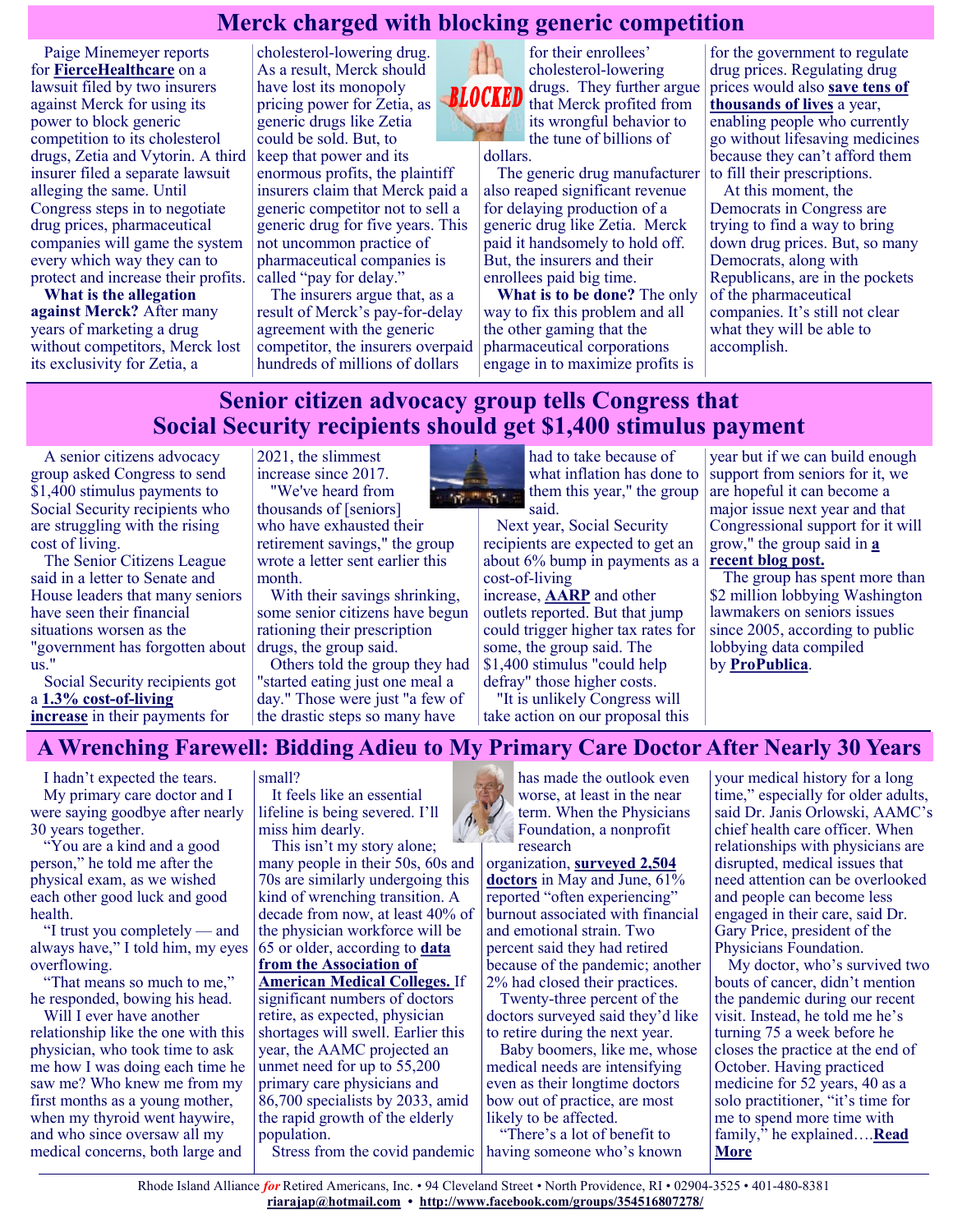## Merck charged with blocking generic competition

Paige Minemeyer reports for **FierceHealthcare** on a lawsuit filed by two insurers against Merck for using its power to block generic competition to its cholesterol drugs, Zetia and Vytorin. A third insurer filed a separate lawsuit alleging the same. Until Congress steps in to negotiate drug prices, pharmaceutical companies will game the system every which way they can to protect and increase their profits.

**What is the allegation against Merck?** After many years of marketing a drug without competitors, Merck lost its exclusivity for Zetia, a cholesterol-lowering drug. As a result, Merck should have lost its monopoly pricing power for Zetia, as generic drugs like Zetia could be sold. But, to keep that power and its enormous profits, the plaintiff insurers claim that Merck paid a generic competitor not to sell a generic drug for five years. This not uncommon practice of pharmaceutical companies is called "pay for delay."

The insurers argue that, as a result of Merck's pay-for-delay agreement with the generic competitor, the insurers overpaid hundreds of millions of dollars for their enrollees' cholesterol-lowering drugs. They further argue that Merck profited from its wrongful behavior to the tune of billions of dollars.

The generic drug manufacturer also reaped significant revenue for delaying production of a generic drug like Zetia. Merck paid it handsomely to hold off. But, the insurers and their enrollees paid big time.

**What is to be done?** The only way to fix this problem and all the other gaming that the pharmaceutical corporations engage in to maximize profits is for the government to regulate drug prices. Regulating drug prices would also **save tens of thousands of lives** a year, enabling people who currently go without lifesaving medicines because they can't afford them to fill their prescriptions.

At this moment, the Democrats in Congress are trying to find a way to bring down drug prices. But, so many Democrats, along with Republicans, are in the pockets of the pharmaceutical companies. It's still not clear what they will be able to accomplish.

## Senior citizen advocacy group tells Congress that Social Security recipients should get $1,400 stimulus payment

A senior citizens advocacy group asked Congress to send $1,400 stimulus payments to Social Security recipients who are struggling with the rising cost of living.

The Senior Citizens League said in a letter to Senate and House leaders that many seniors have seen their financial situations worsen as the "government has forgotten about us."

Social Security recipients got a **1.3% cost-of-living increase** in their payments for 2021, the slimmest increase since 2017.

"We've heard from thousands of [seniors] who have exhausted their retirement savings," the group wrote a letter sent earlier this month.

With their savings shrinking, some senior citizens have begun rationing their prescription drugs, the group said.

Others told the group they had "started eating just one meal a day." Those were just "a few of the drastic steps so many have had to take because of what inflation has done to them this year," the group said.

Next year, Social Security recipients are expected to get an about 6% bump in payments as a cost-of-living increase, **AARP** and other outlets reported. But that jump could trigger higher tax rates for some, the group said. The $1,400 stimulus "could help defray" those higher costs.

"It is unlikely Congress will take action on our proposal this year but if we can build enough support from seniors for it, we are hopeful it can become a major issue next year and that Congressional support for it will grow," the group said in **a recent blog post.**

The group has spent more than $2 million lobbying Washington lawmakers on seniors issues since 2005, according to public lobbying data compiled by **ProPublica**.

## A Wrenching Farewell: Bidding Adieu to My Primary Care Doctor After Nearly 30 Years

I hadn't expected the tears.

My primary care doctor and I were saying goodbye after nearly 30 years together.

"You are a kind and a good person," he told me after the physical exam, as we wished each other good luck and good health.

"I trust you completely — and always have," I told him, my eyes overflowing.

"That means so much to me," he responded, bowing his head.

Will I ever have another relationship like the one with this physician, who took time to ask me how I was doing each time he saw me? Who knew me from my first months as a young mother, when my thyroid went haywire, and who since oversaw all my medical concerns, both large and small?

It feels like an essential lifeline is being severed. I'll miss him dearly.

This isn't my story alone; many people in their 50s, 60s and 70s are similarly undergoing this kind of wrenching transition. A decade from now, at least 40% of the physician workforce will be 65 or older, according to **data from the Association of American Medical Colleges.** If significant numbers of doctors retire, as expected, physician shortages will swell. Earlier this year, the AAMC projected an unmet need for up to 55,200 primary care physicians and 86,700 specialists by 2033, amid the rapid growth of the elderly population.

Stress from the covid pandemic has made the outlook even worse, at least in the near term. When the Physicians Foundation, a nonprofit research organization, **surveyed 2,504 doctors** in May and June, 61% reported "often experiencing" burnout associated with financial and emotional strain. Two percent said they had retired because of the pandemic; another 2% had closed their practices.

Twenty-three percent of the doctors surveyed said they'd like to retire during the next year.

Baby boomers, like me, whose medical needs are intensifying even as their longtime doctors bow out of practice, are most likely to be affected.

"There's a lot of benefit to having someone who's known your medical history for a long time," especially for older adults, said Dr. Janis Orlowski, AAMC's chief health care officer. When relationships with physicians are disrupted, medical issues that need attention can be overlooked and people can become less engaged in their care, said Dr. Gary Price, president of the Physicians Foundation.

My doctor, who's survived two bouts of cancer, didn't mention the pandemic during our recent visit. Instead, he told me he's turning 75 a week before he closes the practice at the end of October. Having practiced medicine for 52 years, 40 as a solo practitioner, "it's time for me to spend more time with family," he explained….**Read More**

Rhode Island Alliance *for* Retired Americans, Inc. • 94 Cleveland Street • North Providence, RI • 02904-3525 • 401-480-8381
**riarajap@hotmail.com** • **http://www.facebook.com/groups/354516807278/**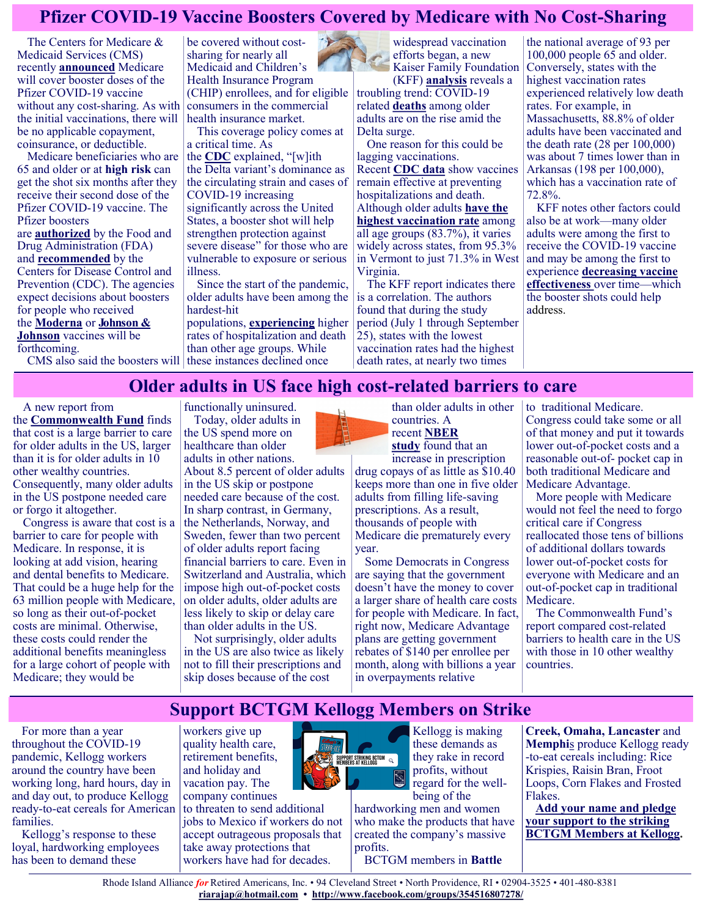# Pfizer COVID-19 Vaccine Boosters Covered by Medicare with No Cost-Sharing

The Centers for Medicare & Medicaid Services (CMS) recently **announced** Medicare will cover booster doses of the Pfizer COVID-19 vaccine without any cost-sharing. As with the initial vaccinations, there will be no applicable copayment, coinsurance, or deductible.

Medicare beneficiaries who are 65 and older or at **high risk** can get the shot six months after they receive their second dose of the Pfizer COVID-19 vaccine. The Pfizer boosters are **authorized** by the Food and Drug Administration (FDA) and **recommended** by the Centers for Disease Control and Prevention (CDC). The agencies expect decisions about boosters for people who received the **Moderna** or **Johnson & Johnson** vaccines will be forthcoming.

CMS also said the boosters will be covered without cost-sharing for nearly all Medicaid and Children's Health Insurance Program (CHIP) enrollees, and for eligible consumers in the commercial health insurance market.

This coverage policy comes at a critical time. As the **CDC** explained, "[w]ith the Delta variant's dominance as the circulating strain and cases of COVID-19 increasing significantly across the United States, a booster shot will help strengthen protection against severe disease" for those who are vulnerable to exposure or serious illness.

Since the start of the pandemic, older adults have been among the hardest-hit populations, **experiencing** higher rates of hospitalization and death than other age groups. While these instances declined once widespread vaccination efforts began, a new Kaiser Family Foundation (KFF) **analysis** reveals a troubling trend: COVID-19 related **deaths** among older adults are on the rise amid the Delta surge.

One reason for this could be lagging vaccinations. Recent **CDC data** show vaccines remain effective at preventing hospitalizations and death. Although older adults **have the highest vaccination rate** among all age groups (83.7%), it varies widely across states, from 95.3% in Vermont to just 71.3% in West Virginia.

The KFF report indicates there is a correlation. The authors found that during the study period (July 1 through September 25), states with the lowest vaccination rates had the highest death rates, at nearly two times the national average of 93 per 100,000 people 65 and older. Conversely, states with the highest vaccination rates experienced relatively low death rates. For example, in Massachusetts, 88.8% of older adults have been vaccinated and the death rate (28 per 100,000) was about 7 times lower than in Arkansas (198 per 100,000), which has a vaccination rate of 72.8%.

KFF notes other factors could also be at work—many older adults were among the first to receive the COVID-19 vaccine and may be among the first to experience **decreasing vaccine effectiveness** over time—which the booster shots could help address.

# Older adults in US face high cost-related barriers to care

A new report from the **Commonwealth Fund** finds that cost is a large barrier to care for older adults in the US, larger than it is for older adults in 10 other wealthy countries. Consequently, many older adults in the US postpone needed care or forgo it altogether.

Congress is aware that cost is a barrier to care for people with Medicare. In response, it is looking at add vision, hearing and dental benefits to Medicare. That could be a huge help for the 63 million people with Medicare, so long as their out-of-pocket costs are minimal. Otherwise, these costs could render the additional benefits meaningless for a large cohort of people with Medicare; they would be functionally uninsured.

Today, older adults in the US spend more on healthcare than older adults in other nations. About 8.5 percent of older adults in the US skip or postpone needed care because of the cost. In sharp contrast, in Germany, the Netherlands, Norway, and Sweden, fewer than two percent of older adults report facing financial barriers to care. Even in Switzerland and Australia, which impose high out-of-pocket costs on older adults, older adults are less likely to skip or delay care than older adults in the US.

Not surprisingly, older adults in the US are also twice as likely not to fill their prescriptions and skip doses because of the cost than older adults in other countries. A recent **NBER study** found that an increase in prescription drug copays of as little as $10.40 keeps more than one in five older adults from filling life-saving prescriptions. As a result, thousands of people with Medicare die prematurely every year.

Some Democrats in Congress are saying that the government doesn't have the money to cover a larger share of health care costs for people with Medicare. In fact, right now, Medicare Advantage plans are getting government rebates of $140 per enrollee per month, along with billions a year in overpayments relative to traditional Medicare. Congress could take some or all of that money and put it towards lower out-of-pocket costs and a reasonable out-of- pocket cap in both traditional Medicare and Medicare Advantage.

More people with Medicare would not feel the need to forgo critical care if Congress reallocated those tens of billions of additional dollars towards lower out-of-pocket costs for everyone with Medicare and an out-of-pocket cap in traditional Medicare.

The Commonwealth Fund's report compared cost-related barriers to health care in the US with those in 10 other wealthy countries.

# Support BCTGM Kellogg Members on Strike

For more than a year throughout the COVID-19 pandemic, Kellogg workers around the country have been working long, hard hours, day in and day out, to produce Kellogg ready-to-eat cereals for American families.

Kellogg's response to these loyal, hardworking employees has been to demand these workers give up quality health care, retirement benefits, and holiday and vacation pay. The company continues to threaten to send additional jobs to Mexico if workers do not accept outrageous proposals that take away protections that workers have had for decades.

Kellogg is making these demands as they rake in record profits, without regard for the well-being of the hardworking men and women who make the products that have created the company's massive profits.

BCTGM members in **Battle Creek, Omaha, Lancaster** and **Memphis** produce Kellogg ready-to-eat cereals including: Rice Krispies, Raisin Bran, Froot Loops, Corn Flakes and Frosted Flakes.

**Add your name and pledge your support to the striking BCTGM Members at Kellogg.**

Rhode Island Alliance *for* Retired Americans, Inc. • 94 Cleveland Street • North Providence, RI • 02904-3525 • 401-480-8381
**riarajap@hotmail.com** • **http://www.facebook.com/groups/354516807278/**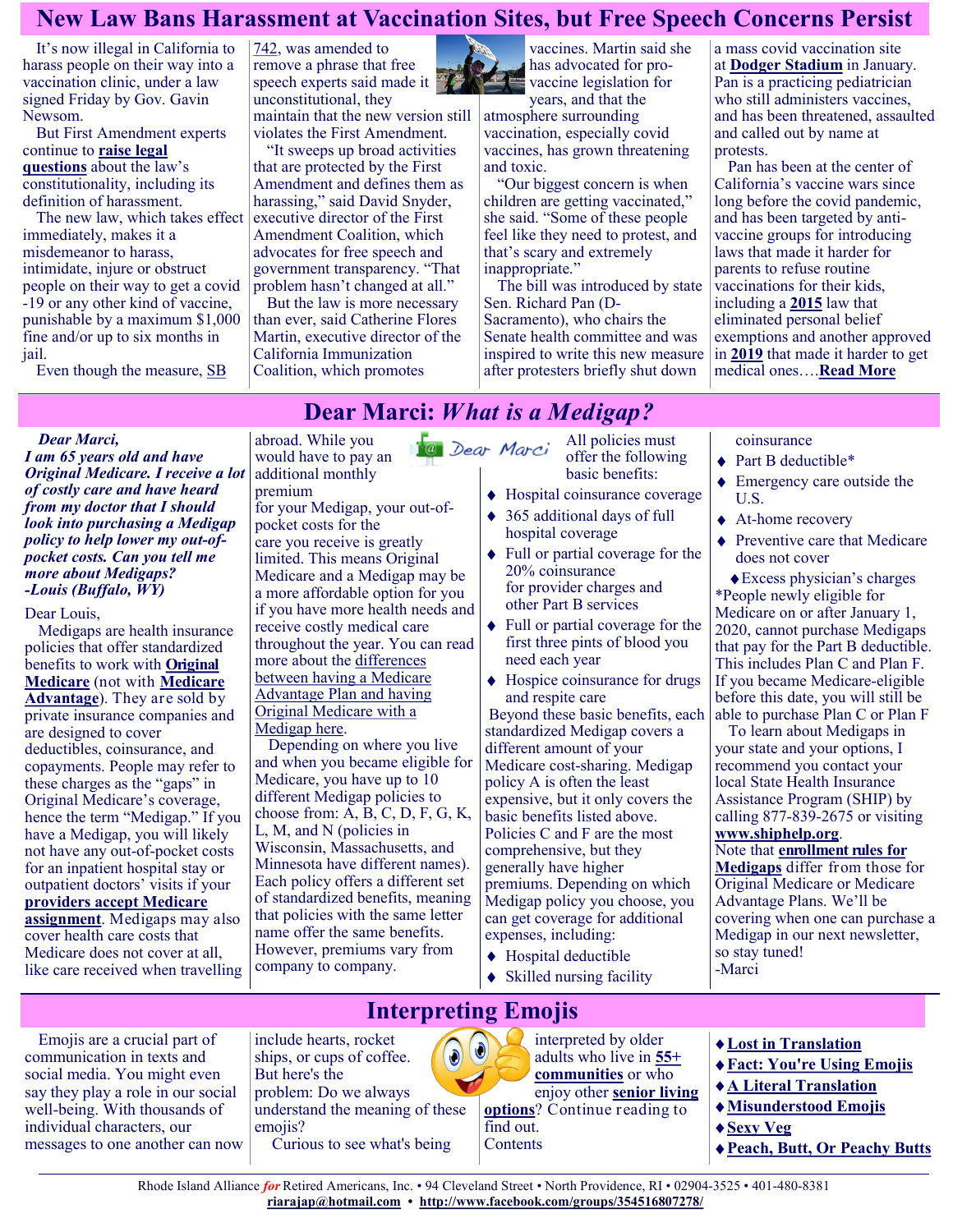# New Law Bans Harassment at Vaccination Sites, but Free Speech Concerns Persist

It's now illegal in California to harass people on their way into a vaccination clinic, under a law signed Friday by Gov. Gavin Newsom.

But First Amendment experts continue to **raise legal questions** about the law's constitutionality, including its definition of harassment.

The new law, which takes effect immediately, makes it a misdemeanor to harass, intimidate, injure or obstruct people on their way to get a covid-19 or any other kind of vaccine, punishable by a maximum $1,000 fine and/or up to six months in jail.

Even though the measure, SB 742, was amended to remove a phrase that free speech experts said made it unconstitutional, they maintain that the new version still violates the First Amendment.

"It sweeps up broad activities that are protected by the First Amendment and defines them as harassing," said David Snyder, executive director of the First Amendment Coalition, which advocates for free speech and government transparency. "That problem hasn't changed at all."

But the law is more necessary than ever, said Catherine Flores Martin, executive director of the California Immunization Coalition, which promotes vaccines. Martin said she has advocated for pro-vaccine legislation for years, and that the atmosphere surrounding vaccination, especially covid vaccines, has grown threatening and toxic.

"Our biggest concern is when children are getting vaccinated," she said. "Some of these people feel like they need to protest, and that's scary and extremely inappropriate."

The bill was introduced by state Sen. Richard Pan (D-Sacramento), who chairs the Senate health committee and was inspired to write this new measure after protesters briefly shut down a mass covid vaccination site at **Dodger Stadium** in January. Pan is a practicing pediatrician who still administers vaccines, and has been threatened, assaulted and called out by name at protests.

Pan has been at the center of California's vaccine wars since long before the covid pandemic, and has been targeted by anti-vaccine groups for introducing laws that made it harder for parents to refuse routine vaccinations for their kids, including a **2015** law that eliminated personal belief exemptions and another approved in **2019** that made it harder to get medical ones….**Read More**

# Dear Marci: *What is a Medigap?*

***Dear Marci,***
***I am 65 years old and have Original Medicare. I receive a lot of costly care and have heard from my doctor that I should look into purchasing a Medigap policy to help lower my out-of-pocket costs. Can you tell me more about Medigaps?***
***-Louis (Buffalo, WY)***

Dear Louis,

Medigaps are health insurance policies that offer standardized benefits to work with **Original Medicare** (not with **Medicare Advantage**). They are sold by private insurance companies and are designed to cover deductibles, coinsurance, and copayments. People may refer to these charges as the "gaps" in Original Medicare's coverage, hence the term "Medigap." If you have a Medigap, you will likely not have any out-of-pocket costs for an inpatient hospital stay or outpatient doctors' visits if your **providers accept Medicare assignment**. Medigaps may also cover health care costs that Medicare does not cover at all, like care received when travelling abroad. While you would have to pay an additional monthly premium for your Medigap, your out-of-pocket costs for the care you receive is greatly limited. This means Original Medicare and a Medigap may be a more affordable option for you if you have more health needs and receive costly medical care throughout the year. You can read more about the differences between having a Medicare Advantage Plan and having Original Medicare with a Medigap here.

Depending on where you live and when you became eligible for Medicare, you have up to 10 different Medigap policies to choose from: A, B, C, D, F, G, K, L, M, and N (policies in Wisconsin, Massachusetts, and Minnesota have different names). Each policy offers a different set of standardized benefits, meaning that policies with the same letter name offer the same benefits. However, premiums vary from company to company.

All policies must offer the following basic benefits:

- Hospital coinsurance coverage
- 365 additional days of full hospital coverage
- Full or partial coverage for the 20% coinsurance for provider charges and other Part B services
- Full or partial coverage for the first three pints of blood you need each year
- Hospice coinsurance for drugs and respite care

Beyond these basic benefits, each standardized Medigap covers a different amount of your Medicare cost-sharing. Medigap policy A is often the least expensive, but it only covers the basic benefits listed above. Policies C and F are the most comprehensive, but they generally have higher premiums. Depending on which Medigap policy you choose, you can get coverage for additional expenses, including:

- Hospital deductible
- Skilled nursing facility coinsurance
- Part B deductible*
- Emergency care outside the U.S.
- At-home recovery
- Preventive care that Medicare does not cover
- Excess physician's charges

*People newly eligible for Medicare on or after January 1, 2020, cannot purchase Medigaps that pay for the Part B deductible. This includes Plan C and Plan F. If you became Medicare-eligible before this date, you will still be able to purchase Plan C or Plan F

To learn about Medigaps in your state and your options, I recommend you contact your local State Health Insurance Assistance Program (SHIP) by calling 877-839-2675 or visiting **www.shiphelp.org**.

Note that **enrollment rules for Medigaps** differ from those for Original Medicare or Medicare Advantage Plans. We'll be covering when one can purchase a Medigap in our next newsletter, so stay tuned!
-Marci

# Interpreting Emojis

Emojis are a crucial part of communication in texts and social media. You might even say they play a role in our social well-being. With thousands of individual characters, our messages to one another can now include hearts, rocket ships, or cups of coffee. But here's the problem: Do we always understand the meaning of these emojis?

Curious to see what's being interpreted by older adults who live in **55+ communities** or who enjoy other **senior living options**? Continue reading to find out.

Contents

- **Lost in Translation**
- **Fact: You're Using Emojis**
- **A Literal Translation**
- **Misunderstood Emojis**
- **Sexy Veg**
- **Peach, Butt, Or Peachy Butts**

Rhode Island Alliance *for* Retired Americans, Inc. • 94 Cleveland Street • North Providence, RI • 02904-3525 • 401-480-8381
**riarajap@hotmail.com** • **http://www.facebook.com/groups/354516807278/**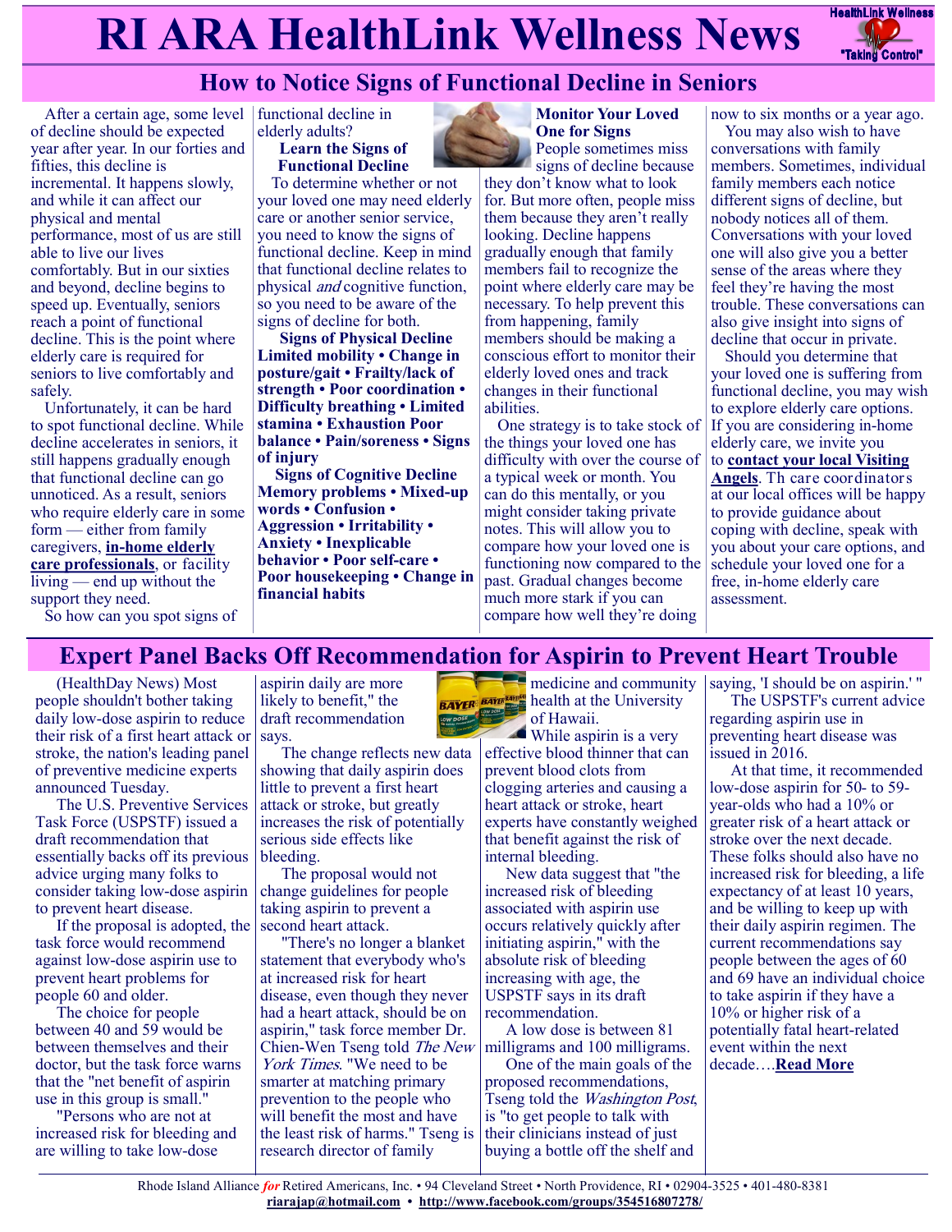# RI ARA HealthLink Wellness News

## How to Notice Signs of Functional Decline in Seniors

After a certain age, some level of decline should be expected year after year. In our forties and fifties, this decline is incremental. It happens slowly, and while it can affect our physical and mental performance, most of us are still able to live our lives comfortably. But in our sixties and beyond, decline begins to speed up. Eventually, seniors reach a point of functional decline. This is the point where elderly care is required for seniors to live comfortably and safely.

Unfortunately, it can be hard to spot functional decline. While decline accelerates in seniors, it still happens gradually enough that functional decline can go unnoticed. As a result, seniors who require elderly care in some form — either from family caregivers, **in-home elderly care professionals**, or facility living — end up without the support they need.

So how can you spot signs of functional decline in elderly adults?

### Learn the Signs of Functional Decline

To determine whether or not your loved one may need elderly care or another senior service, you need to know the signs of functional decline. Keep in mind that functional decline relates to physical *and* cognitive function, so you need to be aware of the signs of decline for both.

**Signs of Physical Decline**

**Limited mobility • Change in posture/gait • Frailty/lack of strength • Poor coordination • Difficulty breathing • Limited stamina • Exhaustion Poor balance • Pain/soreness • Signs of injury**

**Signs of Cognitive Decline**

**Memory problems • Mixed-up words • Confusion • Aggression • Irritability • Anxiety • Inexplicable behavior • Poor self-care • Poor housekeeping • Change in financial habits**

### Monitor Your Loved One for Signs

People sometimes miss signs of decline because they don't know what to look for. But more often, people miss them because they aren't really looking. Decline happens gradually enough that family members fail to recognize the point where elderly care may be necessary. To help prevent this from happening, family members should be making a conscious effort to monitor their elderly loved ones and track changes in their functional abilities.

One strategy is to take stock of the things your loved one has difficulty with over the course of a typical week or month. You can do this mentally, or you might consider taking private notes. This will allow you to compare how your loved one is functioning now compared to the past. Gradual changes become much more stark if you can compare how well they're doing now to six months or a year ago.

You may also wish to have conversations with family members. Sometimes, individual family members each notice different signs of decline, but nobody notices all of them. Conversations with your loved one will also give you a better sense of the areas where they feel they're having the most trouble. These conversations can also give insight into signs of decline that occur in private.

Should you determine that your loved one is suffering from functional decline, you may wish to explore elderly care options. If you are considering in-home elderly care, we invite you to **contact your local Visiting Angels**. Th care coordinators at our local offices will be happy to provide guidance about coping with decline, speak with you about your care options, and schedule your loved one for a free, in-home elderly care assessment.

## Expert Panel Backs Off Recommendation for Aspirin to Prevent Heart Trouble

(HealthDay News) Most people shouldn't bother taking daily low-dose aspirin to reduce their risk of a first heart attack or stroke, the nation's leading panel of preventive medicine experts announced Tuesday.

The U.S. Preventive Services Task Force (USPSTF) issued a draft recommendation that essentially backs off its previous advice urging many folks to consider taking low-dose aspirin to prevent heart disease.

If the proposal is adopted, the task force would recommend against low-dose aspirin use to prevent heart problems for people 60 and older.

The choice for people between 40 and 59 would be between themselves and their doctor, but the task force warns that the "net benefit of aspirin use in this group is small."

"Persons who are not at increased risk for bleeding and are willing to take low-dose aspirin daily are more likely to benefit," the draft recommendation says.

The change reflects new data showing that daily aspirin does little to prevent a first heart attack or stroke, but greatly increases the risk of potentially serious side effects like bleeding.

The proposal would not change guidelines for people taking aspirin to prevent a second heart attack.

"There's no longer a blanket statement that everybody who's at increased risk for heart disease, even though they never had a heart attack, should be on aspirin," task force member Dr. Chien-Wen Tseng told *The New York Times*. "We need to be smarter at matching primary prevention to the people who will benefit the most and have the least risk of harms." Tseng is research director of family medicine and community health at the University of Hawaii.

While aspirin is a very effective blood thinner that can prevent blood clots from clogging arteries and causing a heart attack or stroke, heart experts have constantly weighed that benefit against the risk of internal bleeding.

New data suggest that "the increased risk of bleeding associated with aspirin use occurs relatively quickly after initiating aspirin," with the absolute risk of bleeding increasing with age, the USPSTF says in its draft recommendation.

A low dose is between 81 milligrams and 100 milligrams.

One of the main goals of the proposed recommendations, Tseng told the *Washington Post*, is "to get people to talk with their clinicians instead of just buying a bottle off the shelf and saying, 'I should be on aspirin.' "

The USPSTF's current advice regarding aspirin use in preventing heart disease was issued in 2016.

At that time, it recommended low-dose aspirin for 50- to 59-year-olds who had a 10% or greater risk of a heart attack or stroke over the next decade. These folks should also have no increased risk for bleeding, a life expectancy of at least 10 years, and be willing to keep up with their daily aspirin regimen. The current recommendations say people between the ages of 60 and 69 have an individual choice to take aspirin if they have a 10% or higher risk of a potentially fatal heart-related event within the next decade.…**Read More**

Rhode Island Alliance *for* Retired Americans, Inc. • 94 Cleveland Street • North Providence, RI • 02904-3525 • 401-480-8381
**riarajap@hotmail.com** • **http://www.facebook.com/groups/354516807278/**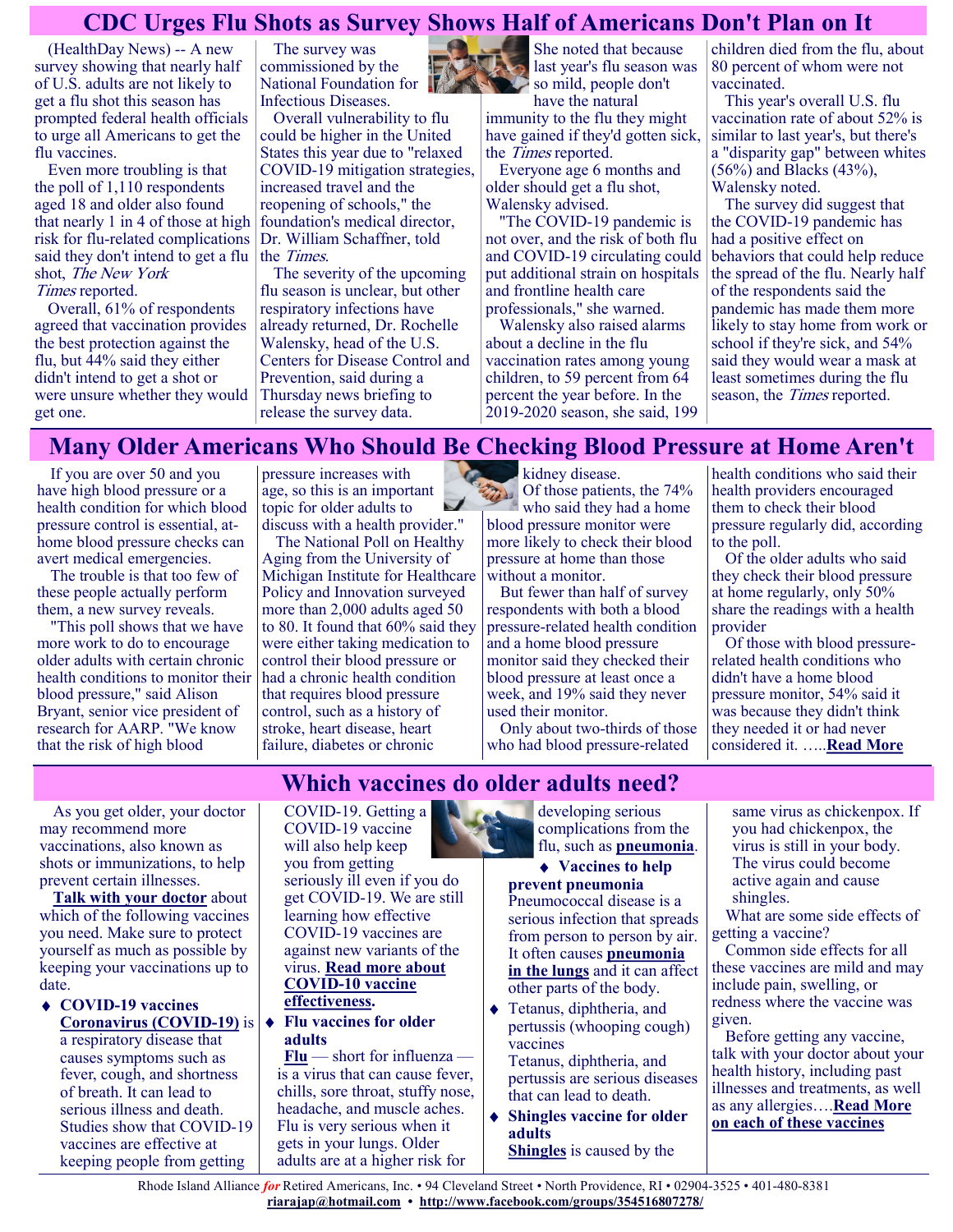# CDC Urges Flu Shots as Survey Shows Half of Americans Don't Plan on It

(HealthDay News) -- A new survey showing that nearly half of U.S. adults are not likely to get a flu shot this season has prompted federal health officials to urge all Americans to get the flu vaccines.

Even more troubling is that the poll of 1,110 respondents aged 18 and older also found that nearly 1 in 4 of those at high risk for flu-related complications said they don't intend to get a flu shot, *The New York Times* reported.

Overall, 61% of respondents agreed that vaccination provides the best protection against the flu, but 44% said they either didn't intend to get a shot or were unsure whether they would get one.

The survey was commissioned by the National Foundation for Infectious Diseases.

Overall vulnerability to flu could be higher in the United States this year due to "relaxed COVID-19 mitigation strategies, increased travel and the reopening of schools," the foundation's medical director, Dr. William Schaffner, told the *Times*.

The severity of the upcoming flu season is unclear, but other respiratory infections have already returned, Dr. Rochelle Walensky, head of the U.S. Centers for Disease Control and Prevention, said during a Thursday news briefing to release the survey data.

She noted that because last year's flu season was so mild, people don't have the natural immunity to the flu they might have gained if they'd gotten sick, the *Times* reported.

Everyone age 6 months and older should get a flu shot, Walensky advised.

"The COVID-19 pandemic is not over, and the risk of both flu and COVID-19 circulating could put additional strain on hospitals and frontline health care professionals," she warned.

Walensky also raised alarms about a decline in the flu vaccination rates among young children, to 59 percent from 64 percent the year before. In the 2019-2020 season, she said, 199 children died from the flu, about 80 percent of whom were not vaccinated.

This year's overall U.S. flu vaccination rate of about 52% is similar to last year's, but there's a "disparity gap" between whites (56%) and Blacks (43%), Walensky noted.

The survey did suggest that the COVID-19 pandemic has had a positive effect on behaviors that could help reduce the spread of the flu. Nearly half of the respondents said the pandemic has made them more likely to stay home from work or school if they're sick, and 54% said they would wear a mask at least sometimes during the flu season, the *Times* reported.

# Many Older Americans Who Should Be Checking Blood Pressure at Home Aren't

If you are over 50 and you have high blood pressure or a health condition for which blood pressure control is essential, at-home blood pressure checks can avert medical emergencies.

The trouble is that too few of these people actually perform them, a new survey reveals.

"This poll shows that we have more work to do to encourage older adults with certain chronic health conditions to monitor their blood pressure," said Alison Bryant, senior vice president of research for AARP. "We know that the risk of high blood pressure increases with age, so this is an important topic for older adults to discuss with a health provider."

The National Poll on Healthy Aging from the University of Michigan Institute for Healthcare Policy and Innovation surveyed more than 2,000 adults aged 50 to 80. It found that 60% said they were either taking medication to control their blood pressure or had a chronic health condition that requires blood pressure control, such as a history of stroke, heart disease, heart failure, diabetes or chronic kidney disease.

Of those patients, the 74% who said they had a home blood pressure monitor were more likely to check their blood pressure at home than those without a monitor.

But fewer than half of survey respondents with both a blood pressure-related health condition and a home blood pressure monitor said they checked their blood pressure at least once a week, and 19% said they never used their monitor.

Only about two-thirds of those who had blood pressure-related health conditions who said their health providers encouraged them to check their blood pressure regularly did, according to the poll.

Of the older adults who said they check their blood pressure at home regularly, only 50% share the readings with a health provider

Of those with blood pressure-related health conditions who didn't have a home blood pressure monitor, 54% said it was because they didn't think they needed it or had never considered it. …..**Read More**

# Which vaccines do older adults need?

As you get older, your doctor may recommend more vaccinations, also known as shots or immunizations, to help prevent certain illnesses.

**Talk with your doctor** about which of the following vaccines you need. Make sure to protect yourself as much as possible by keeping your vaccinations up to date.

- **COVID-19 vaccines**
  **Coronavirus (COVID-19)** is a respiratory disease that causes symptoms such as fever, cough, and shortness of breath. It can lead to serious illness and death. Studies show that COVID-19 vaccines are effective at keeping people from getting COVID-19. Getting a COVID-19 vaccine will also help keep you from getting seriously ill even if you do get COVID-19. We are still learning how effective COVID-19 vaccines are against new variants of the virus. **Read more about COVID-10 vaccine effectiveness.**
- **Flu vaccines for older adults**
  **Flu** — short for influenza — is a virus that can cause fever, chills, sore throat, stuffy nose, headache, and muscle aches. Flu is very serious when it gets in your lungs. Older adults are at a higher risk for developing serious complications from the flu, such as **pneumonia**.
- **Vaccines to help prevent pneumonia**
  Pneumococcal disease is a serious infection that spreads from person to person by air. It often causes **pneumonia in the lungs** and it can affect other parts of the body.
- Tetanus, diphtheria, and pertussis (whooping cough) vaccines
  Tetanus, diphtheria, and pertussis are serious diseases that can lead to death.
- **Shingles vaccine for older adults**
  **Shingles** is caused by the same virus as chickenpox. If you had chickenpox, the virus is still in your body. The virus could become active again and cause shingles.

What are some side effects of getting a vaccine?

Common side effects for all these vaccines are mild and may include pain, swelling, or redness where the vaccine was given.

Before getting any vaccine, talk with your doctor about your health history, including past illnesses and treatments, as well as any allergies….**Read More on each of these vaccines**

Rhode Island Alliance *for* Retired Americans, Inc. • 94 Cleveland Street • North Providence, RI • 02904-3525 • 401-480-8381
**riarajap@hotmail.com** • **http://www.facebook.com/groups/354516807278/**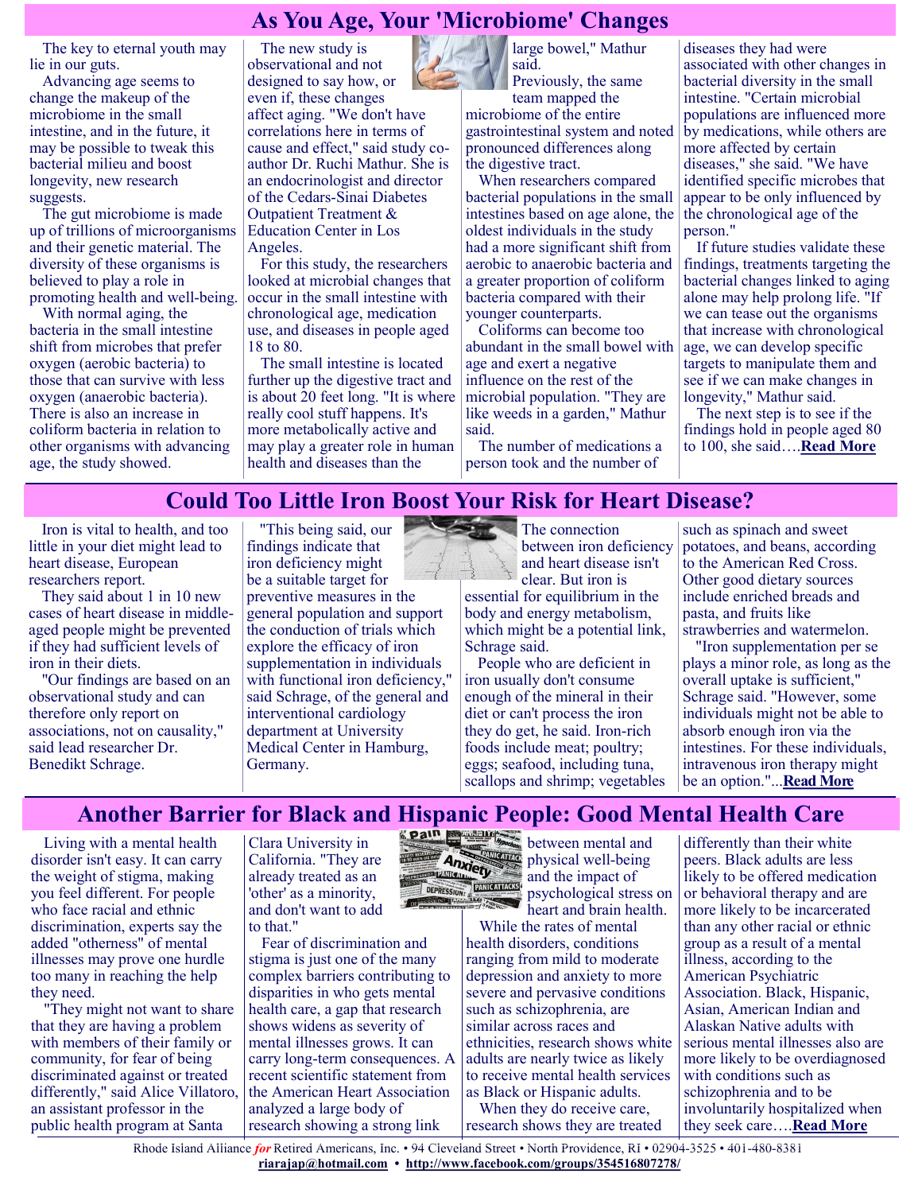## As You Age, Your 'Microbiome' Changes

The key to eternal youth may lie in our guts.

Advancing age seems to change the makeup of the microbiome in the small intestine, and in the future, it may be possible to tweak this bacterial milieu and boost longevity, new research suggests.

The gut microbiome is made up of trillions of microorganisms and their genetic material. The diversity of these organisms is believed to play a role in promoting health and well-being.

With normal aging, the bacteria in the small intestine shift from microbes that prefer oxygen (aerobic bacteria) to those that can survive with less oxygen (anaerobic bacteria). There is also an increase in coliform bacteria in relation to other organisms with advancing age, the study showed.

The new study is observational and not designed to say how, or even if, these changes affect aging. "We don't have correlations here in terms of cause and effect," said study co-author Dr. Ruchi Mathur. She is an endocrinologist and director of the Cedars-Sinai Diabetes Outpatient Treatment & Education Center in Los Angeles.

For this study, the researchers looked at microbial changes that occur in the small intestine with chronological age, medication use, and diseases in people aged 18 to 80.

The small intestine is located further up the digestive tract and is about 20 feet long. "It is where really cool stuff happens. It's more metabolically active and may play a greater role in human health and diseases than the large bowel," Mathur said.

Previously, the same team mapped the microbiome of the entire gastrointestinal system and noted pronounced differences along the digestive tract.

When researchers compared bacterial populations in the small intestines based on age alone, the oldest individuals in the study had a more significant shift from aerobic to anaerobic bacteria and a greater proportion of coliform bacteria compared with their younger counterparts.

Coliforms can become too abundant in the small bowel with age and exert a negative influence on the rest of the microbial population. "They are like weeds in a garden," Mathur said.

The number of medications a person took and the number of diseases they had were associated with other changes in bacterial diversity in the small intestine. "Certain microbial populations are influenced more by medications, while others are more affected by certain diseases," she said. "We have identified specific microbes that appear to be only influenced by the chronological age of the person."

If future studies validate these findings, treatments targeting the bacterial changes linked to aging alone may help prolong life. "If we can tease out the organisms that increase with chronological age, we can develop specific targets to manipulate them and see if we can make changes in longevity," Mathur said.

The next step is to see if the findings hold in people aged 80 to 100, she said….**Read More**

## Could Too Little Iron Boost Your Risk for Heart Disease?

Iron is vital to health, and too little in your diet might lead to heart disease, European researchers report.

They said about 1 in 10 new cases of heart disease in middle-aged people might be prevented if they had sufficient levels of iron in their diets.

"Our findings are based on an observational study and can therefore only report on associations, not on causality," said lead researcher Dr. Benedikt Schrage.

"This being said, our findings indicate that iron deficiency might be a suitable target for preventive measures in the general population and support the conduction of trials which explore the efficacy of iron supplementation in individuals with functional iron deficiency," said Schrage, of the general and interventional cardiology department at University Medical Center in Hamburg, Germany.

The connection between iron deficiency and heart disease isn't clear. But iron is essential for equilibrium in the body and energy metabolism, which might be a potential link, Schrage said.

People who are deficient in iron usually don't consume enough of the mineral in their diet or can't process the iron they do get, he said. Iron-rich foods include meat; poultry; eggs; seafood, including tuna, scallops and shrimp; vegetables such as spinach and sweet potatoes, and beans, according to the American Red Cross. Other good dietary sources include enriched breads and pasta, and fruits like strawberries and watermelon.

"Iron supplementation per se plays a minor role, as long as the overall uptake is sufficient," Schrage said. "However, some individuals might not be able to absorb enough iron via the intestines. For these individuals, intravenous iron therapy might be an option."...**Read More**

## Another Barrier for Black and Hispanic People: Good Mental Health Care

Living with a mental health disorder isn't easy. It can carry the weight of stigma, making you feel different. For people who face racial and ethnic discrimination, experts say the added "otherness" of mental illnesses may prove one hurdle too many in reaching the help they need.

"They might not want to share that they are having a problem with members of their family or community, for fear of being discriminated against or treated differently," said Alice Villatoro, an assistant professor in the public health program at Santa Clara University in California. "They are already treated as an 'other' as a minority, and don't want to add to that."

Fear of discrimination and stigma is just one of the many complex barriers contributing to disparities in who gets mental health care, a gap that research shows widens as severity of mental illnesses grows. It can carry long-term consequences. A recent scientific statement from the American Heart Association analyzed a large body of research showing a strong link between mental and physical well-being and the impact of psychological stress on heart and brain health.

While the rates of mental health disorders, conditions ranging from mild to moderate depression and anxiety to more severe and pervasive conditions such as schizophrenia, are similar across races and ethnicities, research shows white adults are nearly twice as likely to receive mental health services as Black or Hispanic adults.

When they do receive care, research shows they are treated differently than their white peers. Black adults are less likely to be offered medication or behavioral therapy and are more likely to be incarcerated than any other racial or ethnic group as a result of a mental illness, according to the American Psychiatric Association. Black, Hispanic, Asian, American Indian and Alaskan Native adults with serious mental illnesses also are more likely to be overdiagnosed with conditions such as schizophrenia and to be involuntarily hospitalized when they seek care….**Read More**

Rhode Island Alliance *for* Retired Americans, Inc. • 94 Cleveland Street • North Providence, RI • 02904-3525 • 401-480-8381
**riarajap@hotmail.com** • **http://www.facebook.com/groups/354516807278/**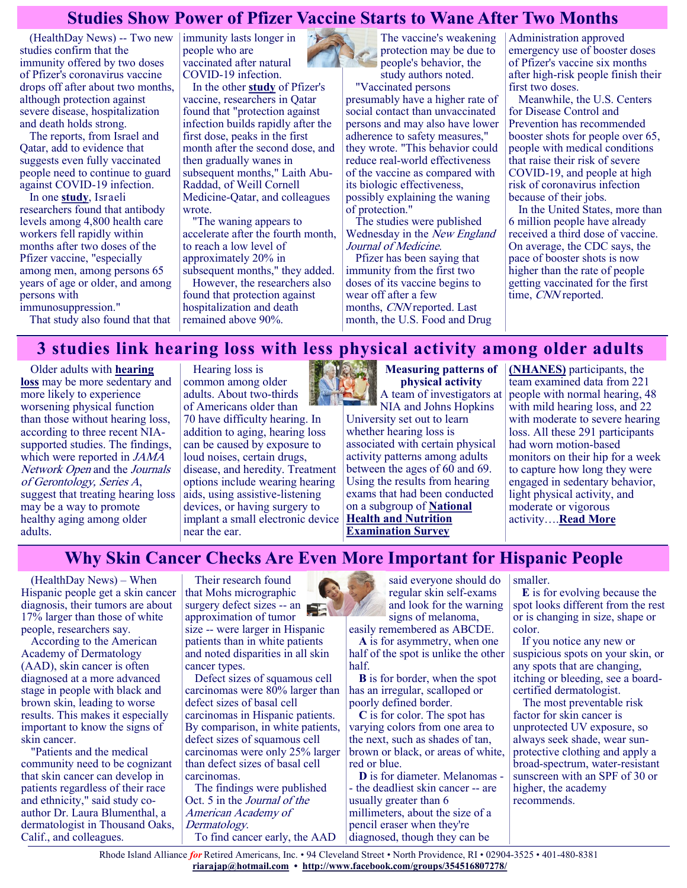# Studies Show Power of Pfizer Vaccine Starts to Wane After Two Months

(HealthDay News) -- Two new studies confirm that the immunity offered by two doses of Pfizer's coronavirus vaccine drops off after about two months, although protection against severe disease, hospitalization and death holds strong.

The reports, from Israel and Qatar, add to evidence that suggests even fully vaccinated people need to continue to guard against COVID-19 infection.

In one **study**, Israeli researchers found that antibody levels among 4,800 health care workers fell rapidly within months after two doses of the Pfizer vaccine, "especially among men, among persons 65 years of age or older, and among persons with immunosuppression."

That study also found that that immunity lasts longer in people who are vaccinated after natural COVID-19 infection.

In the other **study** of Pfizer's vaccine, researchers in Qatar found that "protection against infection builds rapidly after the first dose, peaks in the first month after the second dose, and then gradually wanes in subsequent months," Laith Abu-Raddad, of Weill Cornell Medicine-Qatar, and colleagues wrote.

"The waning appears to accelerate after the fourth month, to reach a low level of approximately 20% in subsequent months," they added.

However, the researchers also found that protection against hospitalization and death remained above 90%.

The vaccine's weakening protection may be due to people's behavior, the study authors noted.

"Vaccinated persons presumably have a higher rate of social contact than unvaccinated persons and may also have lower adherence to safety measures," they wrote. "This behavior could reduce real-world effectiveness of the vaccine as compared with its biologic effectiveness, possibly explaining the waning of protection."

The studies were published Wednesday in the *New England Journal of Medicine*.

Pfizer has been saying that immunity from the first two doses of its vaccine begins to wear off after a few months, *CNN* reported. Last month, the U.S. Food and Drug Administration approved emergency use of booster doses of Pfizer's vaccine six months after high-risk people finish their first two doses.

Meanwhile, the U.S. Centers for Disease Control and Prevention has recommended booster shots for people over 65, people with medical conditions that raise their risk of severe COVID-19, and people at high risk of coronavirus infection because of their jobs.

In the United States, more than 6 million people have already received a third dose of vaccine. On average, the CDC says, the pace of booster shots is now higher than the rate of people getting vaccinated for the first time, *CNN* reported.

# 3 studies link hearing loss with less physical activity among older adults

Older adults with **hearing loss** may be more sedentary and more likely to experience worsening physical function than those without hearing loss, according to three recent NIA-supported studies. The findings, which were reported in *JAMA Network Open* and the *Journals of Gerontology, Series A*, suggest that treating hearing loss may be a way to promote healthy aging among older adults.

Hearing loss is common among older adults. About two-thirds of Americans older than 70 have difficulty hearing. In addition to aging, hearing loss can be caused by exposure to loud noises, certain drugs, disease, and heredity. Treatment options include wearing hearing aids, using assistive-listening devices, or having surgery to implant a small electronic device near the ear.

**Measuring patterns of physical activity**

A team of investigators at NIA and Johns Hopkins University set out to learn whether hearing loss is associated with certain physical activity patterns among adults between the ages of 60 and 69. Using the results from hearing exams that had been conducted on a subgroup of **National Health and Nutrition Examination Survey (NHANES)** participants, the team examined data from 221 people with normal hearing, 48 with mild hearing loss, and 22 with moderate to severe hearing loss. All these 291 participants had worn motion-based monitors on their hip for a week to capture how long they were engaged in sedentary behavior, light physical activity, and moderate or vigorous activity….**Read More**

# Why Skin Cancer Checks Are Even More Important for Hispanic People

(HealthDay News) – When Hispanic people get a skin cancer diagnosis, their tumors are about 17% larger than those of white people, researchers say.

According to the American Academy of Dermatology (AAD), skin cancer is often diagnosed at a more advanced stage in people with black and brown skin, leading to worse results. This makes it especially important to know the signs of skin cancer.

"Patients and the medical community need to be cognizant that skin cancer can develop in patients regardless of their race and ethnicity," said study co-author Dr. Laura Blumenthal, a dermatologist in Thousand Oaks, Calif., and colleagues.

Their research found that Mohs micrographic surgery defect sizes -- an approximation of tumor size -- were larger in Hispanic patients than in white patients and noted disparities in all skin cancer types.

Defect sizes of squamous cell carcinomas were 80% larger than defect sizes of basal cell carcinomas in Hispanic patients. By comparison, in white patients, defect sizes of squamous cell carcinomas were only 25% larger than defect sizes of basal cell carcinomas.

The findings were published Oct. 5 in the *Journal of the American Academy of Dermatology*.

To find cancer early, the AAD said everyone should do regular skin self-exams and look for the warning signs of melanoma, easily remembered as ABCDE.

**A** is for asymmetry, when one half of the spot is unlike the other half.

**B** is for border, when the spot has an irregular, scalloped or poorly defined border.

**C** is for color. The spot has varying colors from one area to the next, such as shades of tan, brown or black, or areas of white, red or blue.

**D** is for diameter. Melanomas -- the deadliest skin cancer -- are usually greater than 6 millimeters, about the size of a pencil eraser when they're diagnosed, though they can be smaller.

**E** is for evolving because the spot looks different from the rest or is changing in size, shape or color.

If you notice any new or suspicious spots on your skin, or any spots that are changing, itching or bleeding, see a board-certified dermatologist.

The most preventable risk factor for skin cancer is unprotected UV exposure, so always seek shade, wear sun-protective clothing and apply a broad-spectrum, water-resistant sunscreen with an SPF of 30 or higher, the academy recommends.

Rhode Island Alliance *for* Retired Americans, Inc. • 94 Cleveland Street • North Providence, RI • 02904-3525 • 401-480-8381
**riarajap@hotmail.com** • **http://www.facebook.com/groups/354516807278/**